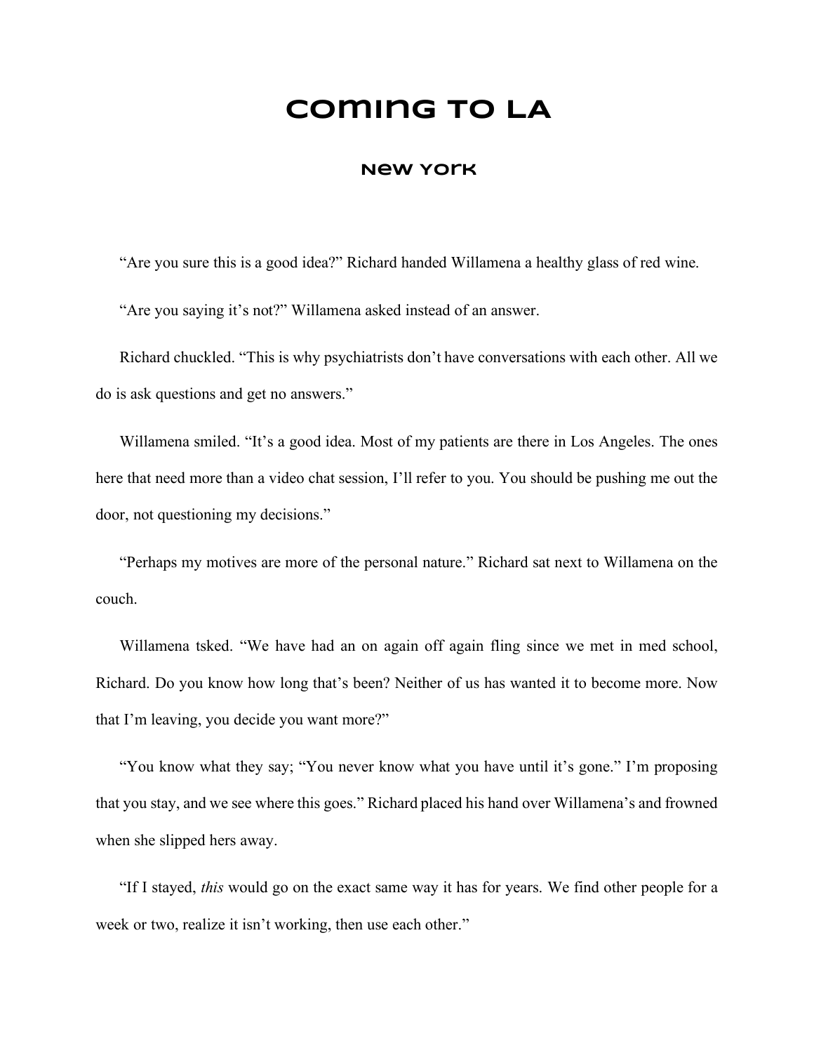# Coming to LA

## New York

"Are you sure this is a good idea?" Richard handed Willamena a healthy glass of red wine.

"Are you saying it's not?" Willamena asked instead of an answer.

Richard chuckled. "This is why psychiatrists don't have conversations with each other. All we do is ask questions and get no answers."

Willamena smiled. "It's a good idea. Most of my patients are there in Los Angeles. The ones here that need more than a video chat session, I'll refer to you. You should be pushing me out the door, not questioning my decisions."

"Perhaps my motives are more of the personal nature." Richard sat next to Willamena on the couch.

Willamena tsked. "We have had an on again off again fling since we met in med school, Richard. Do you know how long that's been? Neither of us has wanted it to become more. Now that I'm leaving, you decide you want more?"

"You know what they say; "You never know what you have until it's gone." I'm proposing that you stay, and we see where this goes." Richard placed his hand over Willamena's and frowned when she slipped hers away.

"If I stayed, *this* would go on the exact same way it has for years. We find other people for a week or two, realize it isn't working, then use each other."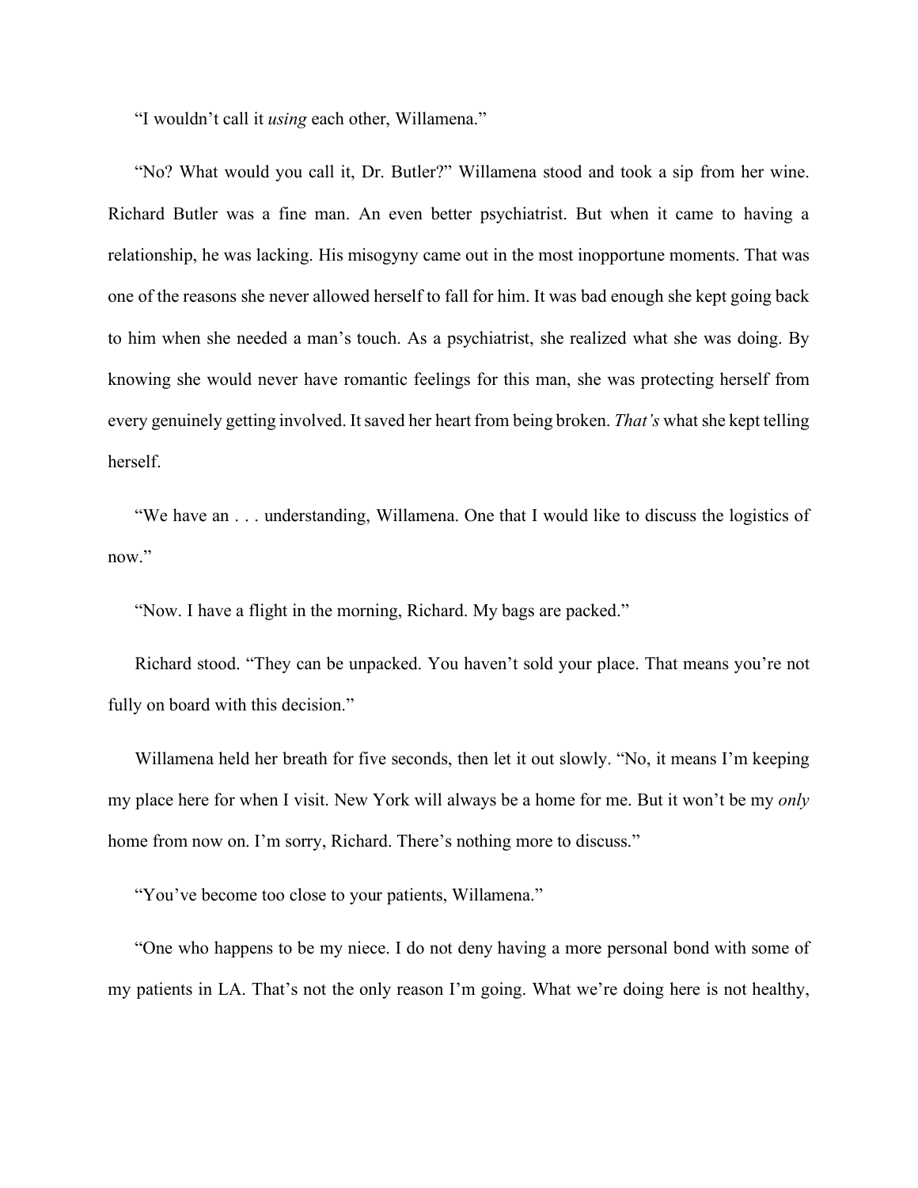"I wouldn't call it *using* each other, Willamena."

"No? What would you call it, Dr. Butler?" Willamena stood and took a sip from her wine. Richard Butler was a fine man. An even better psychiatrist. But when it came to having a relationship, he was lacking. His misogyny came out in the most inopportune moments. That was one of the reasons she never allowed herself to fall for him. It was bad enough she kept going back to him when she needed a man's touch. As a psychiatrist, she realized what she was doing. By knowing she would never have romantic feelings for this man, she was protecting herself from every genuinely getting involved. It saved her heart from being broken. *That's* what she kept telling herself.

"We have an . . . understanding, Willamena. One that I would like to discuss the logistics of now."

"Now. I have a flight in the morning, Richard. My bags are packed."

Richard stood. "They can be unpacked. You haven't sold your place. That means you're not fully on board with this decision."

Willamena held her breath for five seconds, then let it out slowly. "No, it means I'm keeping my place here for when I visit. New York will always be a home for me. But it won't be my *only* home from now on. I'm sorry, Richard. There's nothing more to discuss."

"You've become too close to your patients, Willamena."

"One who happens to be my niece. I do not deny having a more personal bond with some of my patients in LA. That's not the only reason I'm going. What we're doing here is not healthy,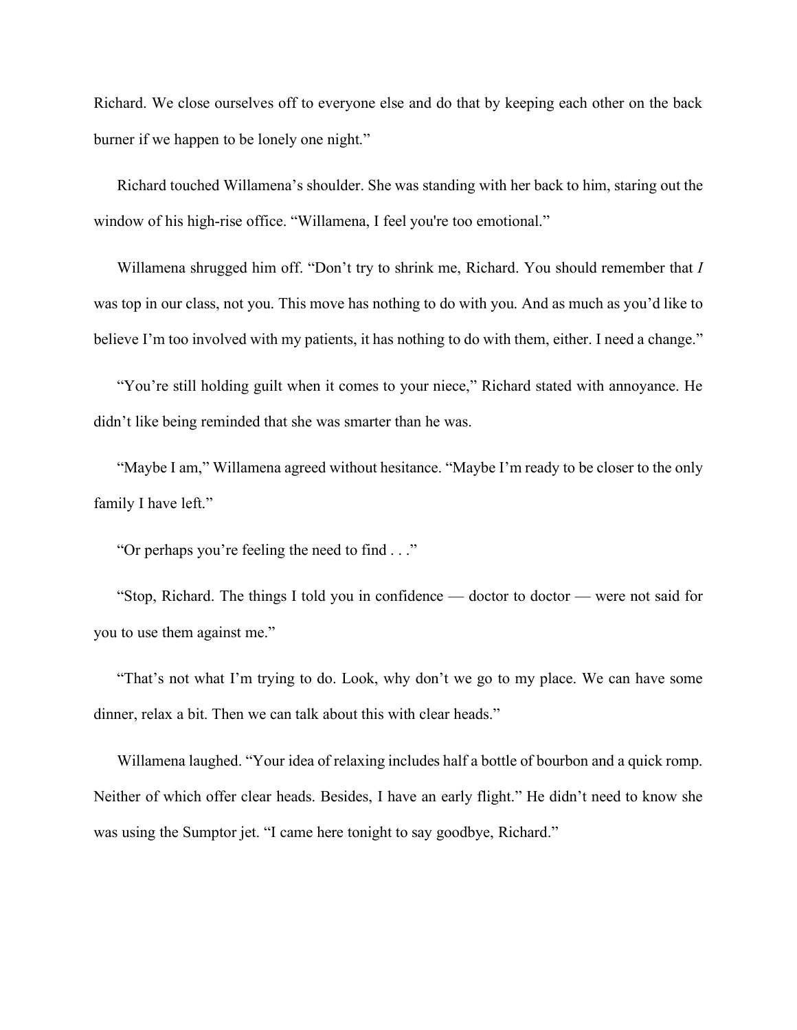Richard. We close ourselves off to everyone else and do that by keeping each other on the back burner if we happen to be lonely one night."

Richard touched Willamena's shoulder. She was standing with her back to him, staring out the window of his high-rise office. "Willamena, I feel you're too emotional."

Willamena shrugged him off. "Don't try to shrink me, Richard. You should remember that *I* was top in our class, not you. This move has nothing to do with you. And as much as you'd like to believe I'm too involved with my patients, it has nothing to do with them, either. I need a change."

"You're still holding guilt when it comes to your niece," Richard stated with annoyance. He didn't like being reminded that she was smarter than he was.

"Maybe I am," Willamena agreed without hesitance. "Maybe I'm ready to be closer to the only family I have left."

"Or perhaps you're feeling the need to find . . ."

"Stop, Richard. The things I told you in confidence — doctor to doctor — were not said for you to use them against me."

"That's not what I'm trying to do. Look, why don't we go to my place. We can have some dinner, relax a bit. Then we can talk about this with clear heads."

Willamena laughed. "Your idea of relaxing includes half a bottle of bourbon and a quick romp. Neither of which offer clear heads. Besides, I have an early flight." He didn't need to know she was using the Sumptor jet. "I came here tonight to say goodbye, Richard."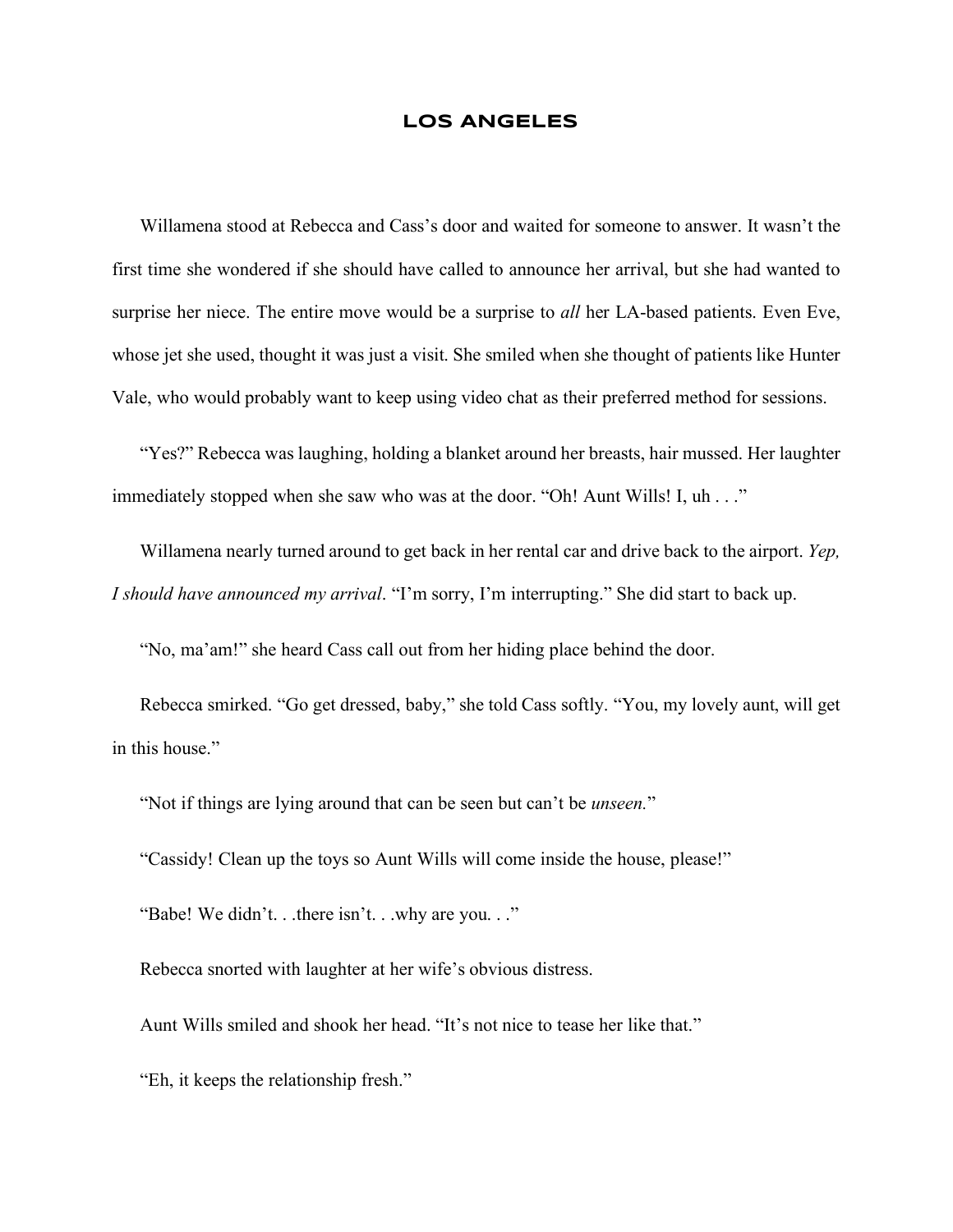# LOS ANGELES

Willamena stood at Rebecca and Cass's door and waited for someone to answer. It wasn't the first time she wondered if she should have called to announce her arrival, but she had wanted to surprise her niece. The entire move would be a surprise to *all* her LA-based patients. Even Eve, whose jet she used, thought it was just a visit. She smiled when she thought of patients like Hunter Vale, who would probably want to keep using video chat as their preferred method for sessions.

"Yes?" Rebecca was laughing, holding a blanket around her breasts, hair mussed. Her laughter immediately stopped when she saw who was at the door. "Oh! Aunt Wills! I, uh . . ."

Willamena nearly turned around to get back in her rental car and drive back to the airport. *Yep, I should have announced my arrival*. "I'm sorry, I'm interrupting." She did start to back up.

"No, ma'am!" she heard Cass call out from her hiding place behind the door.

Rebecca smirked. "Go get dressed, baby," she told Cass softly. "You, my lovely aunt, will get in this house."

"Not if things are lying around that can be seen but can't be *unseen.*"

"Cassidy! Clean up the toys so Aunt Wills will come inside the house, please!"

"Babe! We didn't. . .there isn't. . .why are you. . ."

Rebecca snorted with laughter at her wife's obvious distress.

Aunt Wills smiled and shook her head. "It's not nice to tease her like that."

"Eh, it keeps the relationship fresh."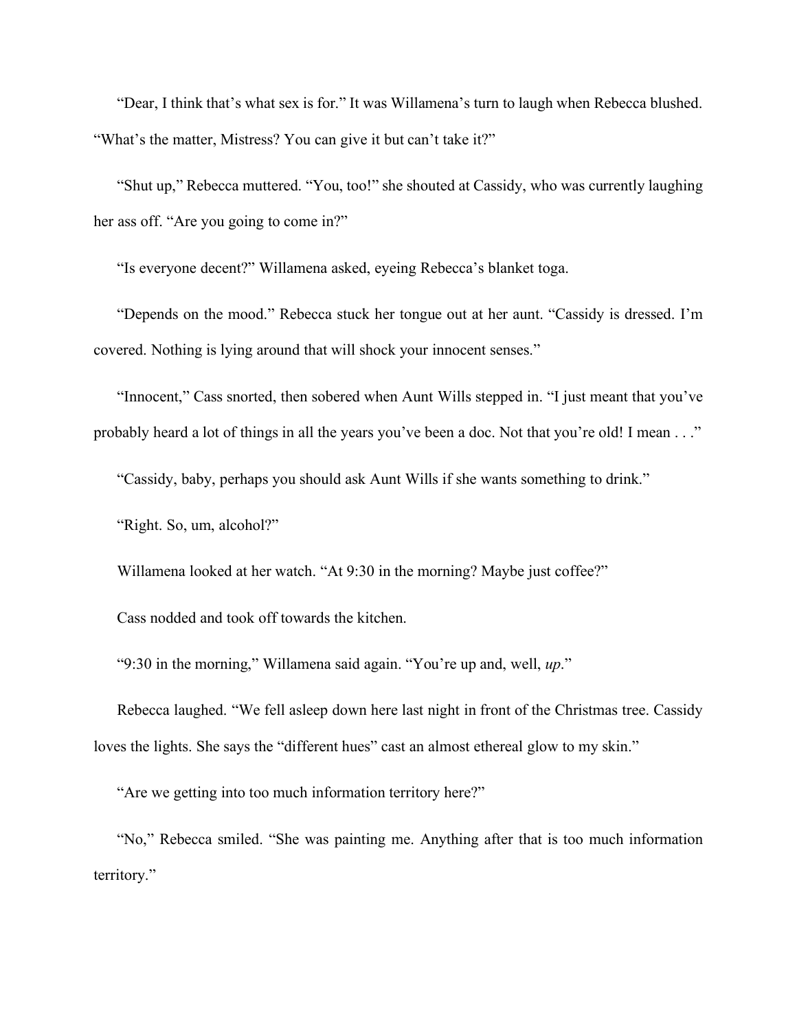"Dear, I think that's what sex is for." It was Willamena's turn to laugh when Rebecca blushed. "What's the matter, Mistress? You can give it but can't take it?"

"Shut up," Rebecca muttered. "You, too!" she shouted at Cassidy, who was currently laughing her ass off. "Are you going to come in?"

"Is everyone decent?" Willamena asked, eyeing Rebecca's blanket toga.

"Depends on the mood." Rebecca stuck her tongue out at her aunt. "Cassidy is dressed. I'm covered. Nothing is lying around that will shock your innocent senses."

"Innocent," Cass snorted, then sobered when Aunt Wills stepped in. "I just meant that you've probably heard a lot of things in all the years you've been a doc. Not that you're old! I mean . . ."

"Cassidy, baby, perhaps you should ask Aunt Wills if she wants something to drink."

"Right. So, um, alcohol?"

Willamena looked at her watch. "At 9:30 in the morning? Maybe just coffee?"

Cass nodded and took off towards the kitchen.

"9:30 in the morning," Willamena said again. "You're up and, well, *up*."

Rebecca laughed. "We fell asleep down here last night in front of the Christmas tree. Cassidy loves the lights. She says the "different hues" cast an almost ethereal glow to my skin."

"Are we getting into too much information territory here?"

"No," Rebecca smiled. "She was painting me. Anything after that is too much information territory."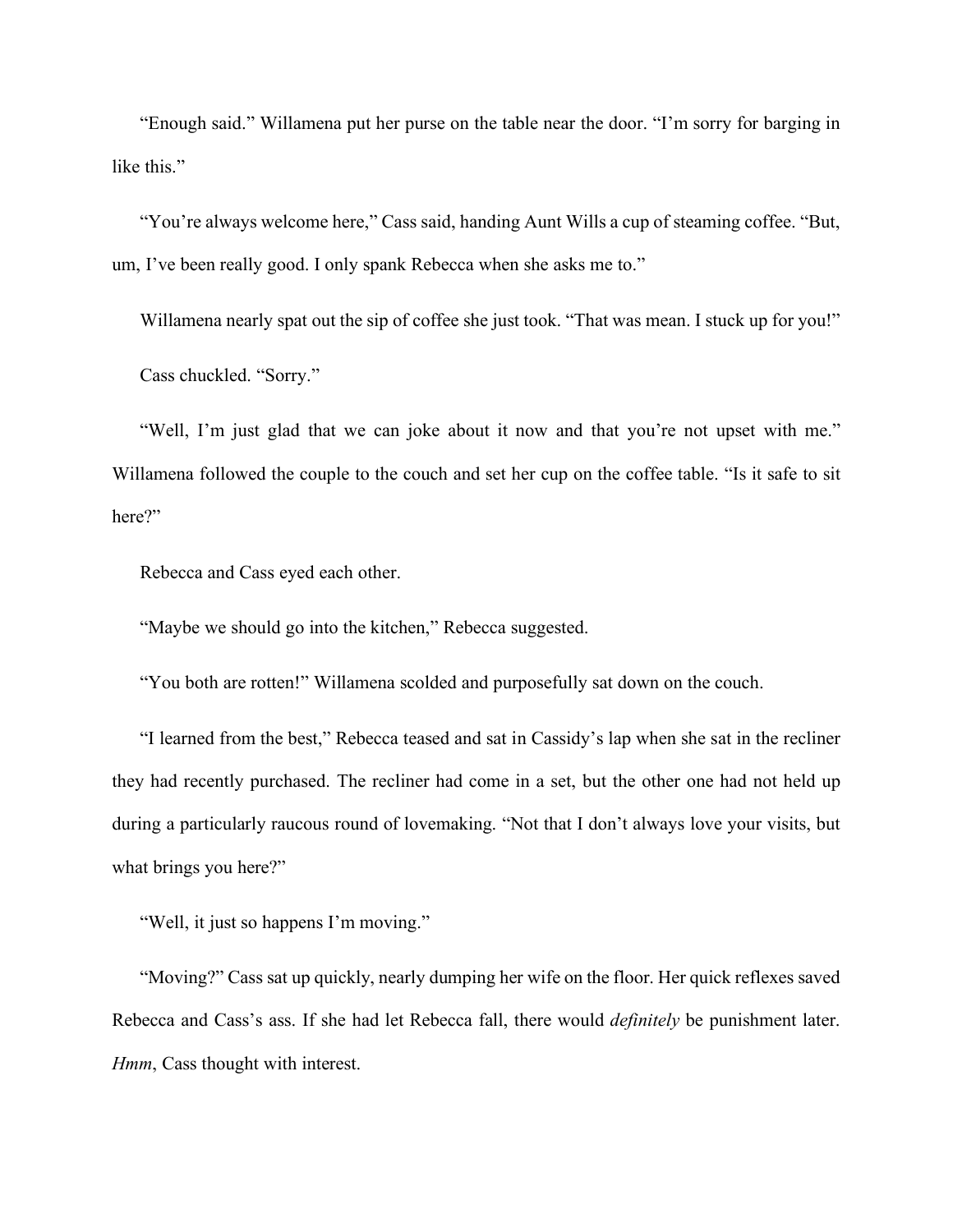"Enough said." Willamena put her purse on the table near the door. "I'm sorry for barging in like this."

"You're always welcome here," Cass said, handing Aunt Wills a cup of steaming coffee. "But, um, I've been really good. I only spank Rebecca when she asks me to."

Willamena nearly spat out the sip of coffee she just took. "That was mean. I stuck up for you!"

Cass chuckled. "Sorry."

"Well, I'm just glad that we can joke about it now and that you're not upset with me." Willamena followed the couple to the couch and set her cup on the coffee table. "Is it safe to sit here?"

Rebecca and Cass eyed each other.

"Maybe we should go into the kitchen," Rebecca suggested.

"You both are rotten!" Willamena scolded and purposefully sat down on the couch.

"I learned from the best," Rebecca teased and sat in Cassidy's lap when she sat in the recliner they had recently purchased. The recliner had come in a set, but the other one had not held up during a particularly raucous round of lovemaking. "Not that I don't always love your visits, but what brings you here?"

"Well, it just so happens I'm moving."

"Moving?" Cass sat up quickly, nearly dumping her wife on the floor. Her quick reflexes saved Rebecca and Cass's ass. If she had let Rebecca fall, there would *definitely* be punishment later. *Hmm*, Cass thought with interest.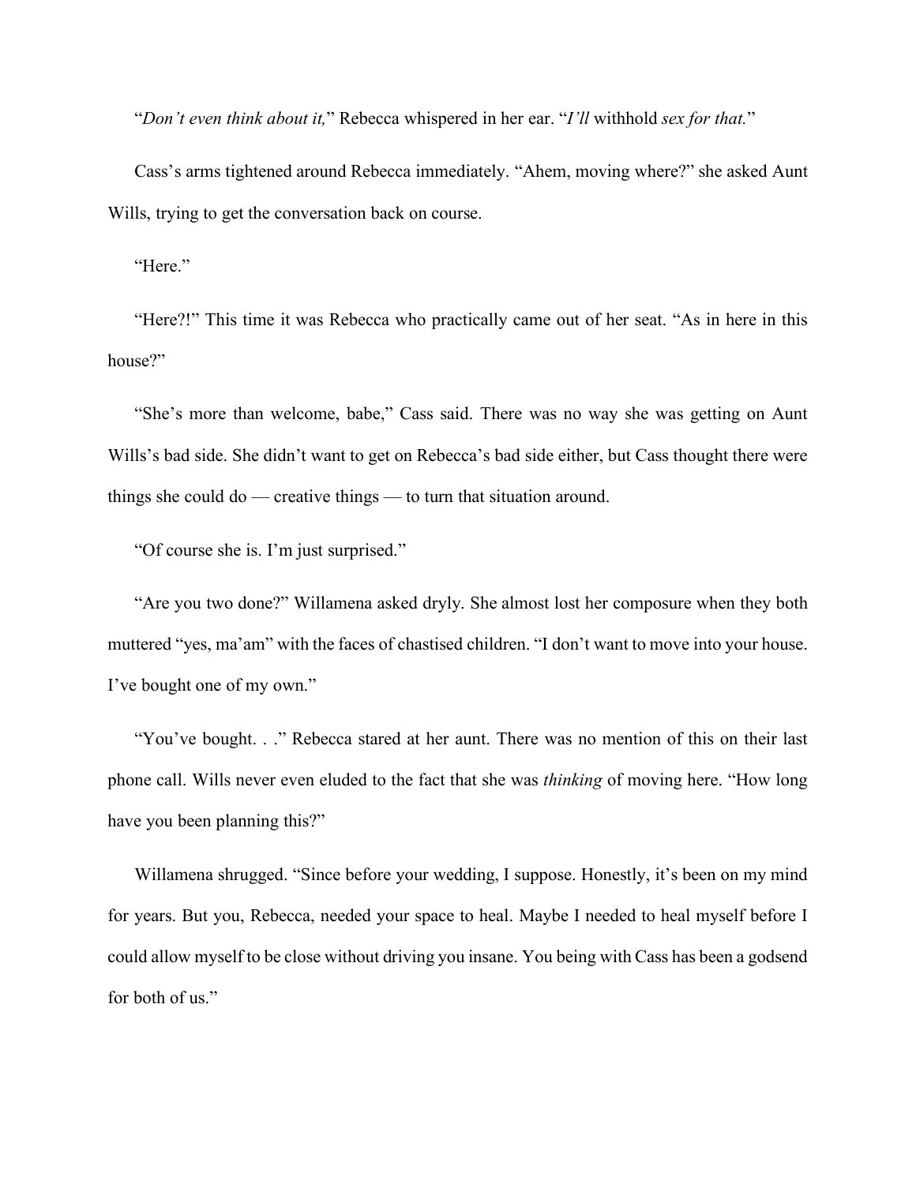"*Don't even think about it,*" Rebecca whispered in her ear. "*I'll* withhold *sex for that.*"

Cass's arms tightened around Rebecca immediately. "Ahem, moving where?" she asked Aunt Wills, trying to get the conversation back on course.

"Here."

"Here?!" This time it was Rebecca who practically came out of her seat. "As in here in this house?"

"She's more than welcome, babe," Cass said. There was no way she was getting on Aunt Wills's bad side. She didn't want to get on Rebecca's bad side either, but Cass thought there were things she could do — creative things — to turn that situation around.

"Of course she is. I'm just surprised."

"Are you two done?" Willamena asked dryly. She almost lost her composure when they both muttered "yes, ma'am" with the faces of chastised children. "I don't want to move into your house. I've bought one of my own."

"You've bought. . ." Rebecca stared at her aunt. There was no mention of this on their last phone call. Wills never even eluded to the fact that she was *thinking* of moving here. "How long have you been planning this?"

Willamena shrugged. "Since before your wedding, I suppose. Honestly, it's been on my mind for years. But you, Rebecca, needed your space to heal. Maybe I needed to heal myself before I could allow myself to be close without driving you insane. You being with Cass has been a godsend for both of us."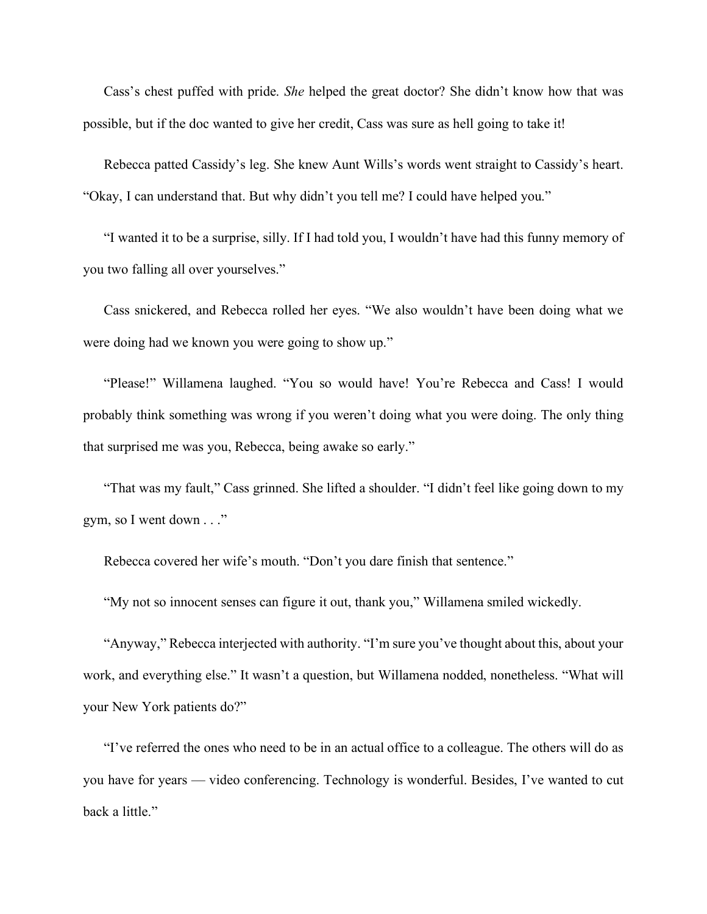Cass's chest puffed with pride. *She* helped the great doctor? She didn't know how that was possible, but if the doc wanted to give her credit, Cass was sure as hell going to take it!

Rebecca patted Cassidy's leg. She knew Aunt Wills's words went straight to Cassidy's heart. "Okay, I can understand that. But why didn't you tell me? I could have helped you."

"I wanted it to be a surprise, silly. If I had told you, I wouldn't have had this funny memory of you two falling all over yourselves."

Cass snickered, and Rebecca rolled her eyes. "We also wouldn't have been doing what we were doing had we known you were going to show up."

"Please!" Willamena laughed. "You so would have! You're Rebecca and Cass! I would probably think something was wrong if you weren't doing what you were doing. The only thing that surprised me was you, Rebecca, being awake so early."

"That was my fault," Cass grinned. She lifted a shoulder. "I didn't feel like going down to my gym, so I went down . . ."

Rebecca covered her wife's mouth. "Don't you dare finish that sentence."

"My not so innocent senses can figure it out, thank you," Willamena smiled wickedly.

"Anyway," Rebecca interjected with authority. "I'm sure you've thought about this, about your work, and everything else." It wasn't a question, but Willamena nodded, nonetheless. "What will your New York patients do?"

"I've referred the ones who need to be in an actual office to a colleague. The others will do as you have for years — video conferencing. Technology is wonderful. Besides, I've wanted to cut back a little."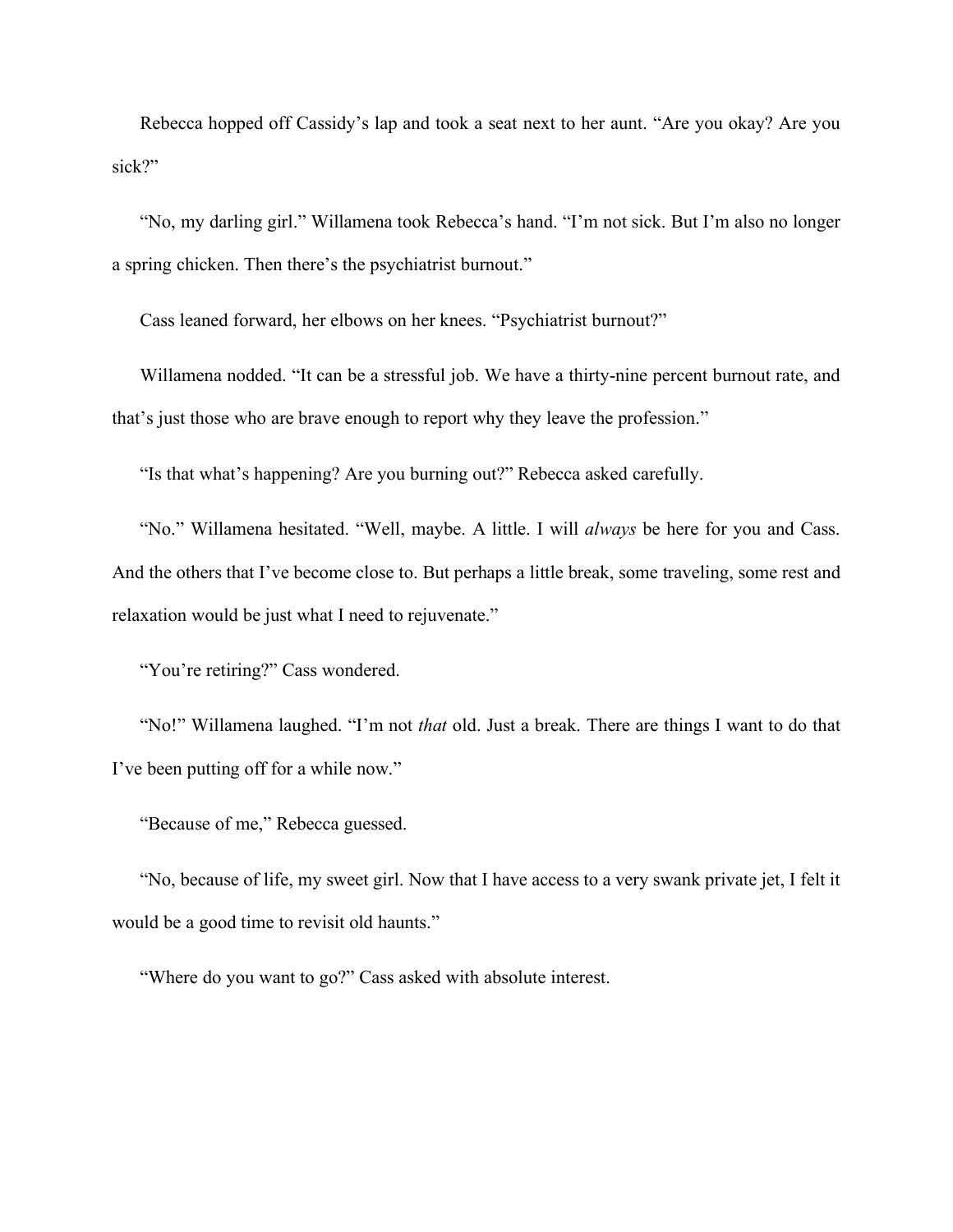Rebecca hopped off Cassidy's lap and took a seat next to her aunt. "Are you okay? Are you sick?"

"No, my darling girl." Willamena took Rebecca's hand. "I'm not sick. But I'm also no longer a spring chicken. Then there's the psychiatrist burnout."

Cass leaned forward, her elbows on her knees. "Psychiatrist burnout?"

Willamena nodded. "It can be a stressful job. We have a thirty-nine percent burnout rate, and that's just those who are brave enough to report why they leave the profession."

"Is that what's happening? Are you burning out?" Rebecca asked carefully.

"No." Willamena hesitated. "Well, maybe. A little. I will *always* be here for you and Cass. And the others that I've become close to. But perhaps a little break, some traveling, some rest and relaxation would be just what I need to rejuvenate."

"You're retiring?" Cass wondered.

"No!" Willamena laughed. "I'm not *that* old. Just a break. There are things I want to do that I've been putting off for a while now."

"Because of me," Rebecca guessed.

"No, because of life, my sweet girl. Now that I have access to a very swank private jet, I felt it would be a good time to revisit old haunts."

"Where do you want to go?" Cass asked with absolute interest.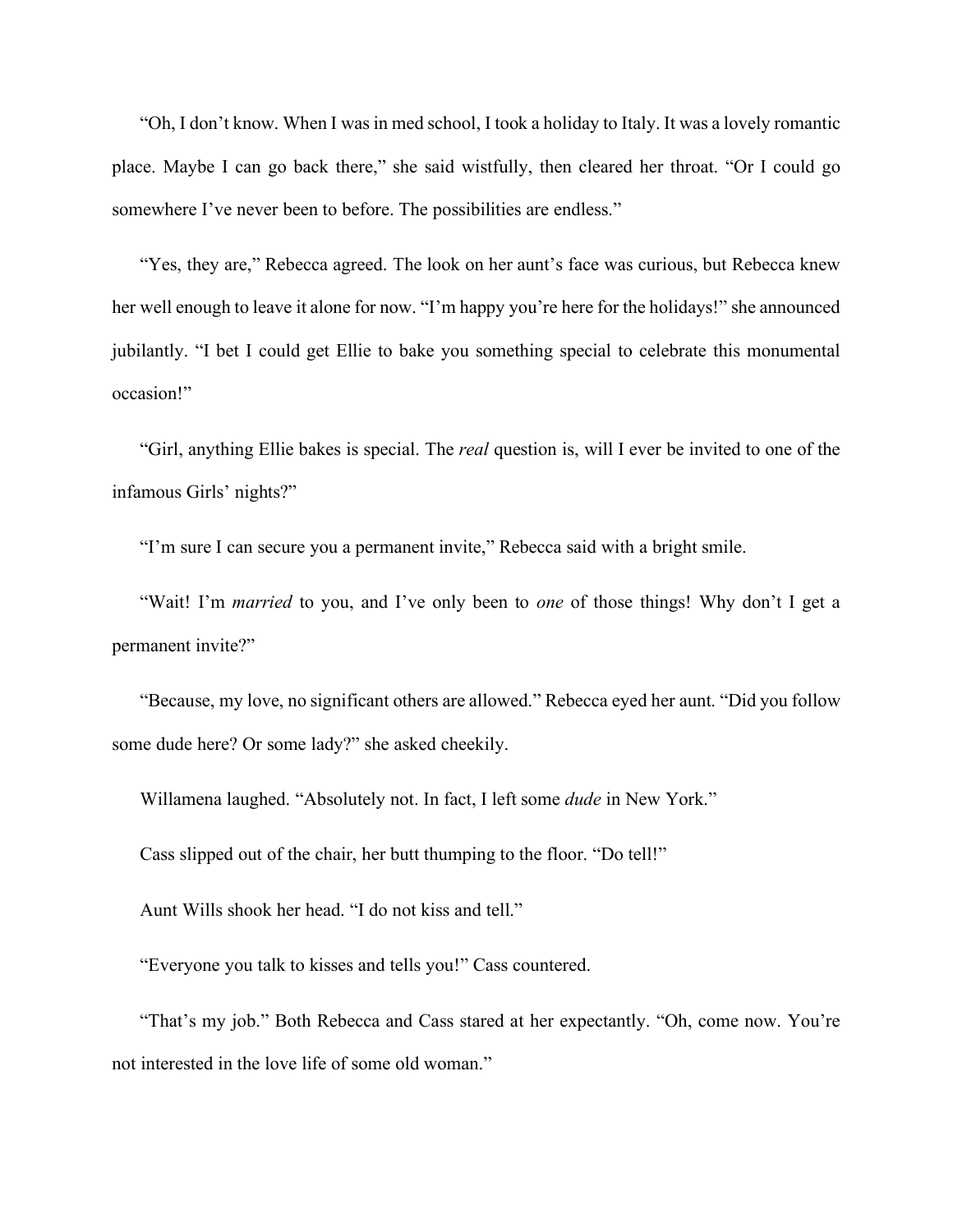"Oh, I don't know. When I was in med school, I took a holiday to Italy. It was a lovely romantic place. Maybe I can go back there," she said wistfully, then cleared her throat. "Or I could go somewhere I've never been to before. The possibilities are endless."

"Yes, they are," Rebecca agreed. The look on her aunt's face was curious, but Rebecca knew her well enough to leave it alone for now. "I'm happy you're here for the holidays!" she announced jubilantly. "I bet I could get Ellie to bake you something special to celebrate this monumental occasion!"

"Girl, anything Ellie bakes is special. The *real* question is, will I ever be invited to one of the infamous Girls' nights?"

"I'm sure I can secure you a permanent invite," Rebecca said with a bright smile.

"Wait! I'm *married* to you, and I've only been to *one* of those things! Why don't I get a permanent invite?"

"Because, my love, no significant others are allowed." Rebecca eyed her aunt. "Did you follow some dude here? Or some lady?" she asked cheekily.

Willamena laughed. "Absolutely not. In fact, I left some *dude* in New York."

Cass slipped out of the chair, her butt thumping to the floor. "Do tell!"

Aunt Wills shook her head. "I do not kiss and tell."

"Everyone you talk to kisses and tells you!" Cass countered.

"That's my job." Both Rebecca and Cass stared at her expectantly. "Oh, come now. You're not interested in the love life of some old woman."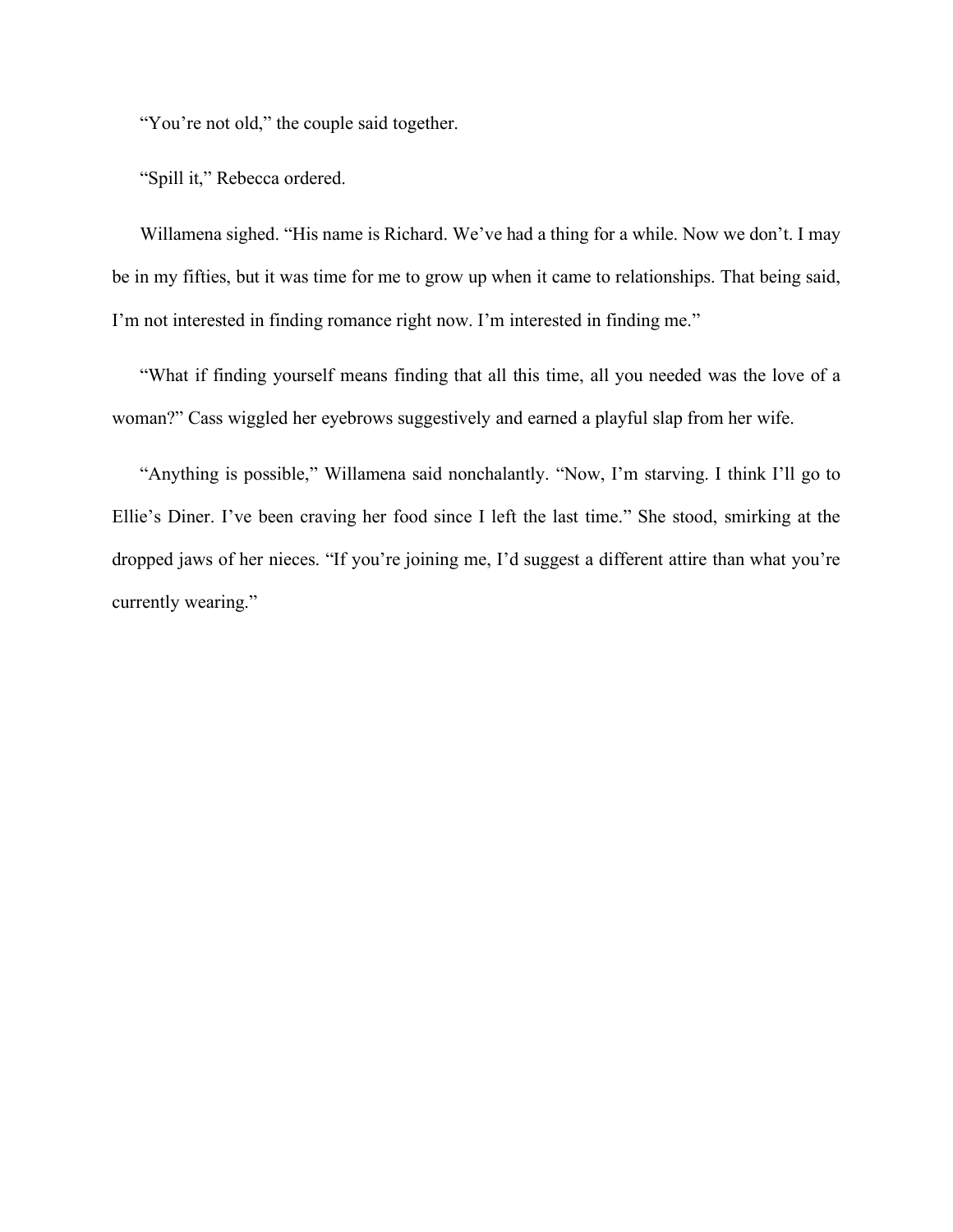"You're not old," the couple said together.

"Spill it," Rebecca ordered.

Willamena sighed. "His name is Richard. We've had a thing for a while. Now we don't. I may be in my fifties, but it was time for me to grow up when it came to relationships. That being said, I'm not interested in finding romance right now. I'm interested in finding me."

"What if finding yourself means finding that all this time, all you needed was the love of a woman?" Cass wiggled her eyebrows suggestively and earned a playful slap from her wife.

"Anything is possible," Willamena said nonchalantly. "Now, I'm starving. I think I'll go to Ellie's Diner. I've been craving her food since I left the last time." She stood, smirking at the dropped jaws of her nieces. "If you're joining me, I'd suggest a different attire than what you're currently wearing."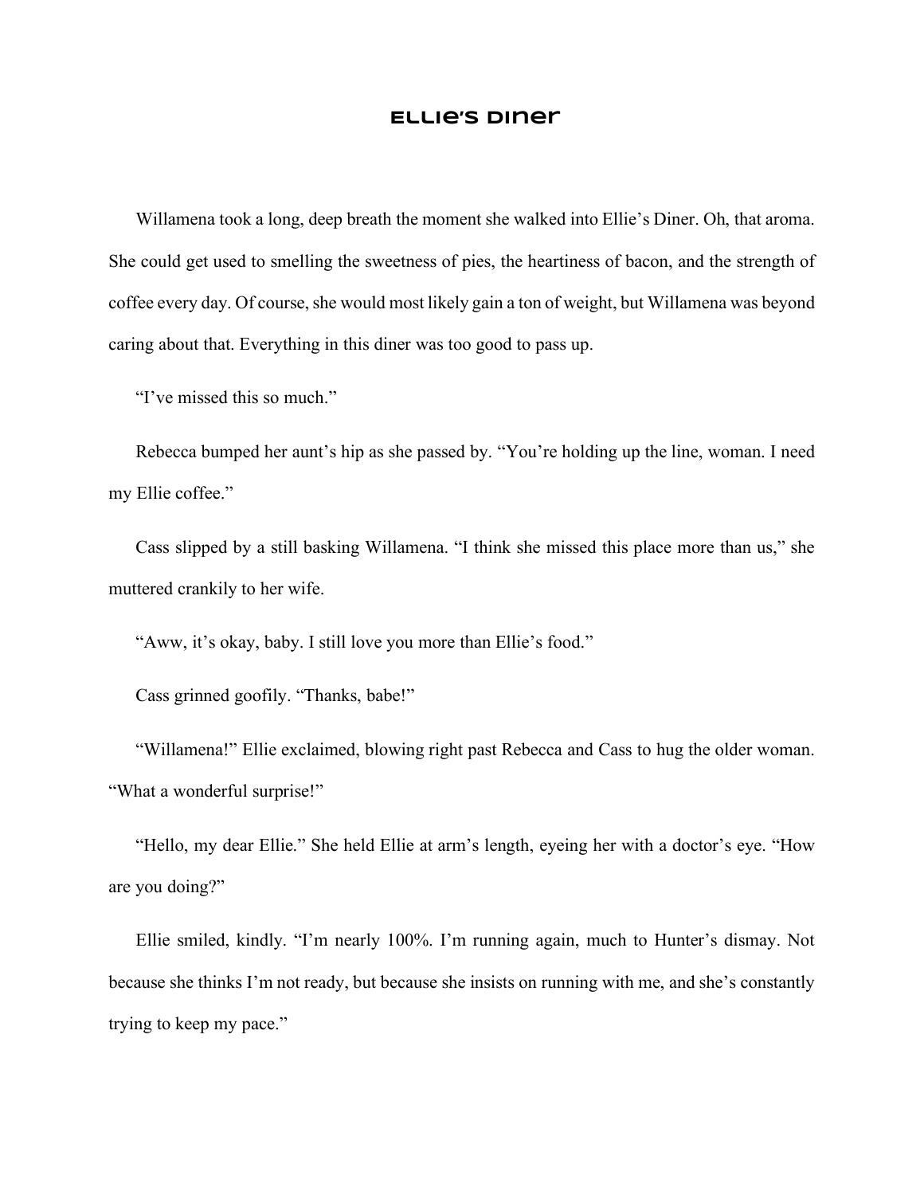# Ellie's Diner

Willamena took a long, deep breath the moment she walked into Ellie's Diner. Oh, that aroma. She could get used to smelling the sweetness of pies, the heartiness of bacon, and the strength of coffee every day. Of course, she would most likely gain a ton of weight, but Willamena was beyond caring about that. Everything in this diner was too good to pass up.

"I've missed this so much."

Rebecca bumped her aunt's hip as she passed by. "You're holding up the line, woman. I need my Ellie coffee."

Cass slipped by a still basking Willamena. "I think she missed this place more than us," she muttered crankily to her wife.

"Aww, it's okay, baby. I still love you more than Ellie's food."

Cass grinned goofily. "Thanks, babe!"

"Willamena!" Ellie exclaimed, blowing right past Rebecca and Cass to hug the older woman. "What a wonderful surprise!"

"Hello, my dear Ellie." She held Ellie at arm's length, eyeing her with a doctor's eye. "How are you doing?"

Ellie smiled, kindly. "I'm nearly 100%. I'm running again, much to Hunter's dismay. Not because she thinks I'm not ready, but because she insists on running with me, and she's constantly trying to keep my pace."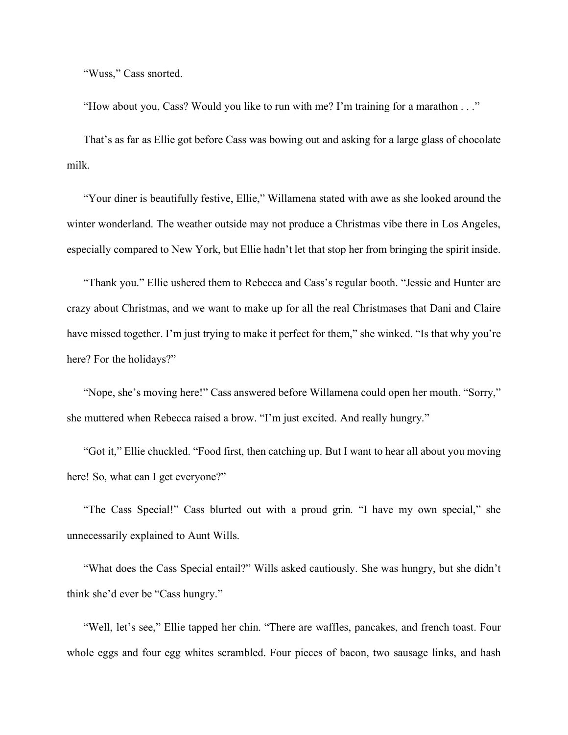"Wuss," Cass snorted.

"How about you, Cass? Would you like to run with me? I'm training for a marathon . . ."

That's as far as Ellie got before Cass was bowing out and asking for a large glass of chocolate milk.

"Your diner is beautifully festive, Ellie," Willamena stated with awe as she looked around the winter wonderland. The weather outside may not produce a Christmas vibe there in Los Angeles, especially compared to New York, but Ellie hadn't let that stop her from bringing the spirit inside.

"Thank you." Ellie ushered them to Rebecca and Cass's regular booth. "Jessie and Hunter are crazy about Christmas, and we want to make up for all the real Christmases that Dani and Claire have missed together. I'm just trying to make it perfect for them," she winked. "Is that why you're here? For the holidays?"

"Nope, she's moving here!" Cass answered before Willamena could open her mouth. "Sorry," she muttered when Rebecca raised a brow. "I'm just excited. And really hungry."

"Got it," Ellie chuckled. "Food first, then catching up. But I want to hear all about you moving here! So, what can I get everyone?"

"The Cass Special!" Cass blurted out with a proud grin. "I have my own special," she unnecessarily explained to Aunt Wills.

"What does the Cass Special entail?" Wills asked cautiously. She was hungry, but she didn't think she'd ever be "Cass hungry."

"Well, let's see," Ellie tapped her chin. "There are waffles, pancakes, and french toast. Four whole eggs and four egg whites scrambled. Four pieces of bacon, two sausage links, and hash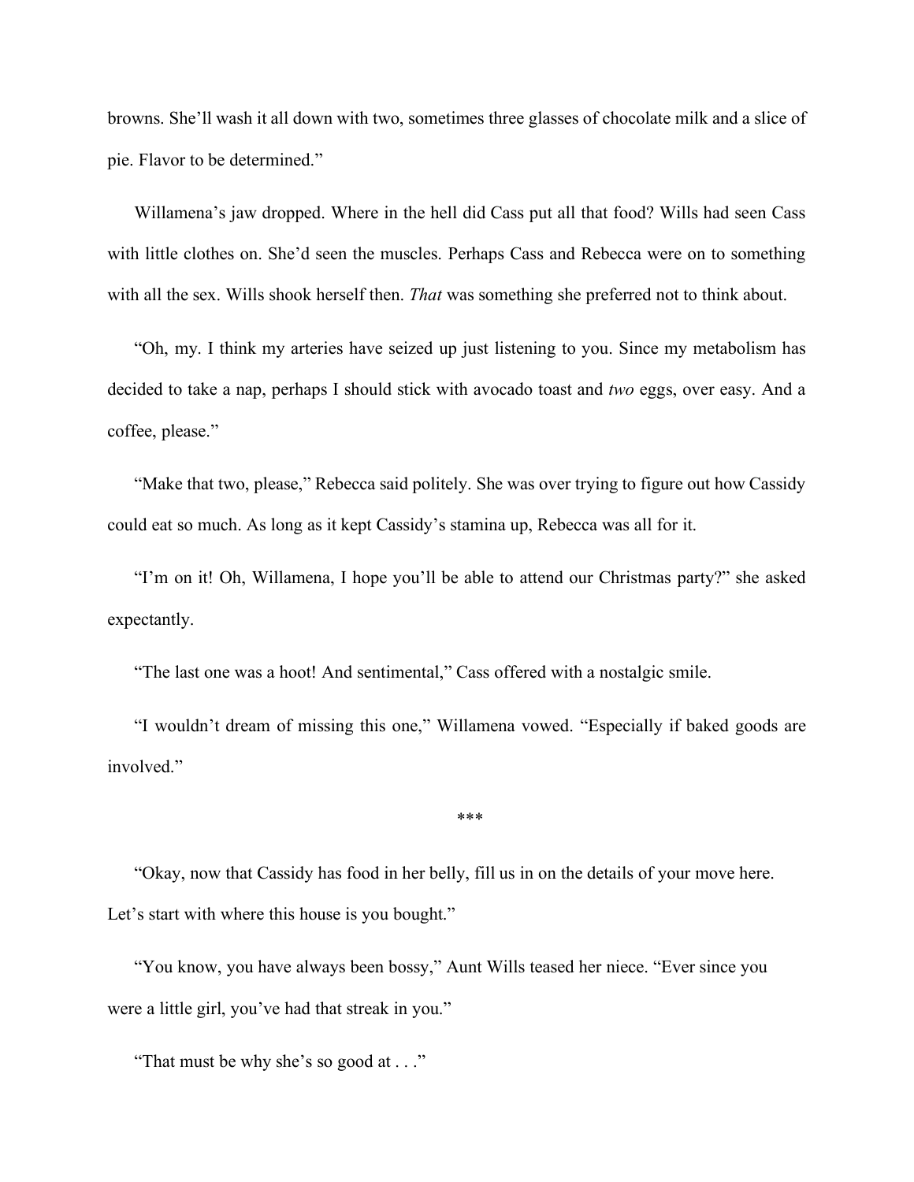browns. She'll wash it all down with two, sometimes three glasses of chocolate milk and a slice of pie. Flavor to be determined."

Willamena's jaw dropped. Where in the hell did Cass put all that food? Wills had seen Cass with little clothes on. She'd seen the muscles. Perhaps Cass and Rebecca were on to something with all the sex. Wills shook herself then. *That* was something she preferred not to think about.

"Oh, my. I think my arteries have seized up just listening to you. Since my metabolism has decided to take a nap, perhaps I should stick with avocado toast and *two* eggs, over easy. And a coffee, please."

"Make that two, please," Rebecca said politely. She was over trying to figure out how Cassidy could eat so much. As long as it kept Cassidy's stamina up, Rebecca was all for it.

"I'm on it! Oh, Willamena, I hope you'll be able to attend our Christmas party?" she asked expectantly.

"The last one was a hoot! And sentimental," Cass offered with a nostalgic smile.

"I wouldn't dream of missing this one," Willamena vowed. "Especially if baked goods are involved."

***

"Okay, now that Cassidy has food in her belly, fill us in on the details of your move here. Let's start with where this house is you bought."

"You know, you have always been bossy," Aunt Wills teased her niece. "Ever since you were a little girl, you've had that streak in you."

"That must be why she's so good at . . ."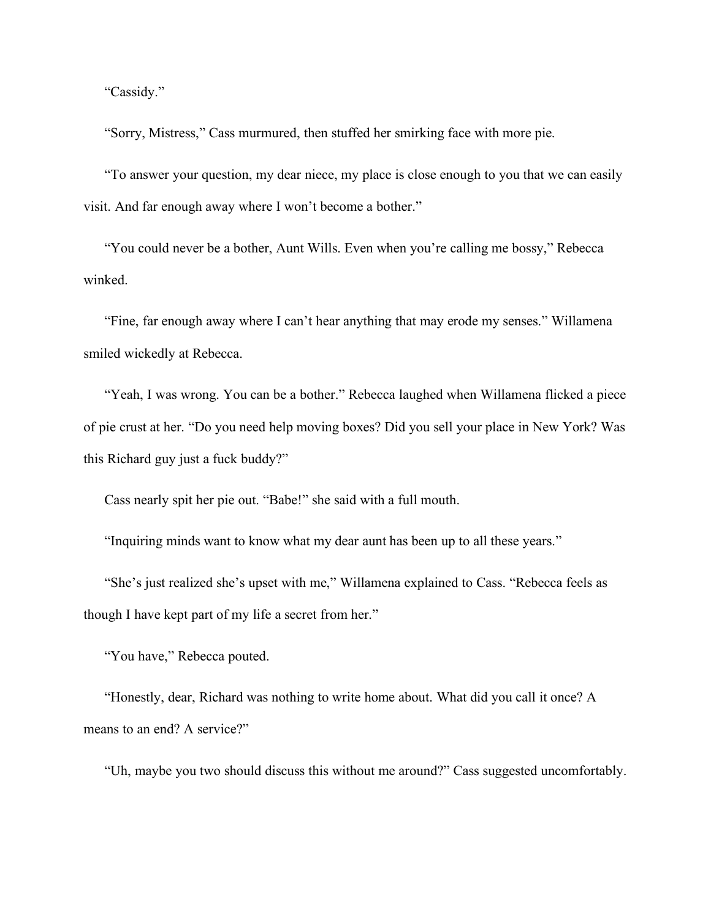"Cassidy."

"Sorry, Mistress," Cass murmured, then stuffed her smirking face with more pie.

"To answer your question, my dear niece, my place is close enough to you that we can easily visit. And far enough away where I won't become a bother."

"You could never be a bother, Aunt Wills. Even when you're calling me bossy," Rebecca winked.

"Fine, far enough away where I can't hear anything that may erode my senses." Willamena smiled wickedly at Rebecca.

"Yeah, I was wrong. You can be a bother." Rebecca laughed when Willamena flicked a piece of pie crust at her. "Do you need help moving boxes? Did you sell your place in New York? Was this Richard guy just a fuck buddy?"

Cass nearly spit her pie out. "Babe!" she said with a full mouth.

"Inquiring minds want to know what my dear aunt has been up to all these years."

"She's just realized she's upset with me," Willamena explained to Cass. "Rebecca feels as though I have kept part of my life a secret from her."

"You have," Rebecca pouted.

"Honestly, dear, Richard was nothing to write home about. What did you call it once? A means to an end? A service?"

"Uh, maybe you two should discuss this without me around?" Cass suggested uncomfortably.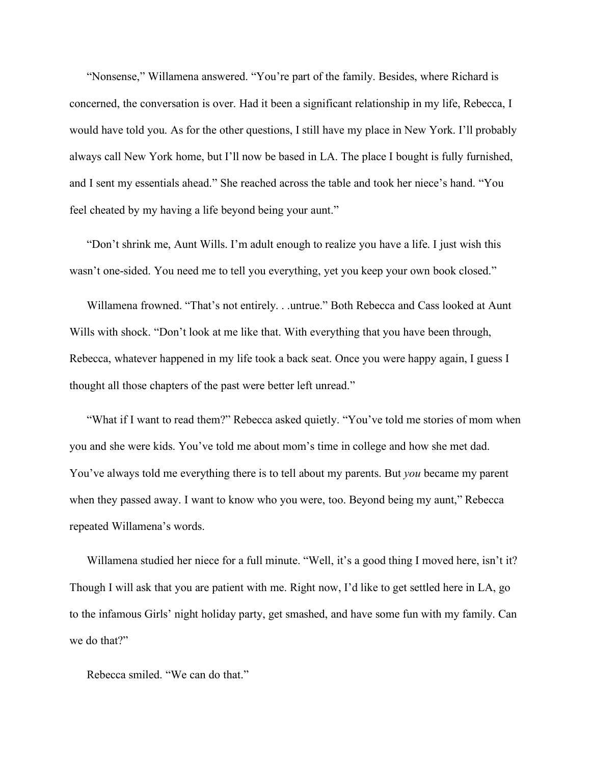"Nonsense," Willamena answered. "You're part of the family. Besides, where Richard is concerned, the conversation is over. Had it been a significant relationship in my life, Rebecca, I would have told you. As for the other questions, I still have my place in New York. I'll probably always call New York home, but I'll now be based in LA. The place I bought is fully furnished, and I sent my essentials ahead." She reached across the table and took her niece's hand. "You feel cheated by my having a life beyond being your aunt."

"Don't shrink me, Aunt Wills. I'm adult enough to realize you have a life. I just wish this wasn't one-sided. You need me to tell you everything, yet you keep your own book closed."

Willamena frowned. "That's not entirely. . .untrue." Both Rebecca and Cass looked at Aunt Wills with shock. "Don't look at me like that. With everything that you have been through, Rebecca, whatever happened in my life took a back seat. Once you were happy again, I guess I thought all those chapters of the past were better left unread."

"What if I want to read them?" Rebecca asked quietly. "You've told me stories of mom when you and she were kids. You've told me about mom's time in college and how she met dad. You've always told me everything there is to tell about my parents. But *you* became my parent when they passed away. I want to know who you were, too. Beyond being my aunt," Rebecca repeated Willamena's words.

Willamena studied her niece for a full minute. "Well, it's a good thing I moved here, isn't it? Though I will ask that you are patient with me. Right now, I'd like to get settled here in LA, go to the infamous Girls' night holiday party, get smashed, and have some fun with my family. Can we do that?"

Rebecca smiled. "We can do that."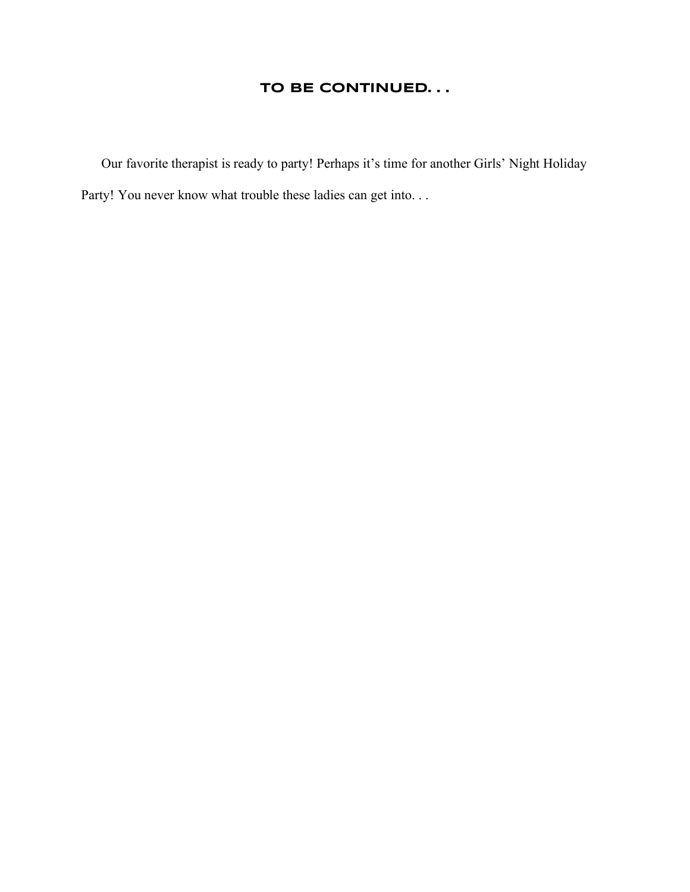## TO BE CONTINUED. . .

Our favorite therapist is ready to party! Perhaps it's time for another Girls' Night Holiday Party! You never know what trouble these ladies can get into. . .